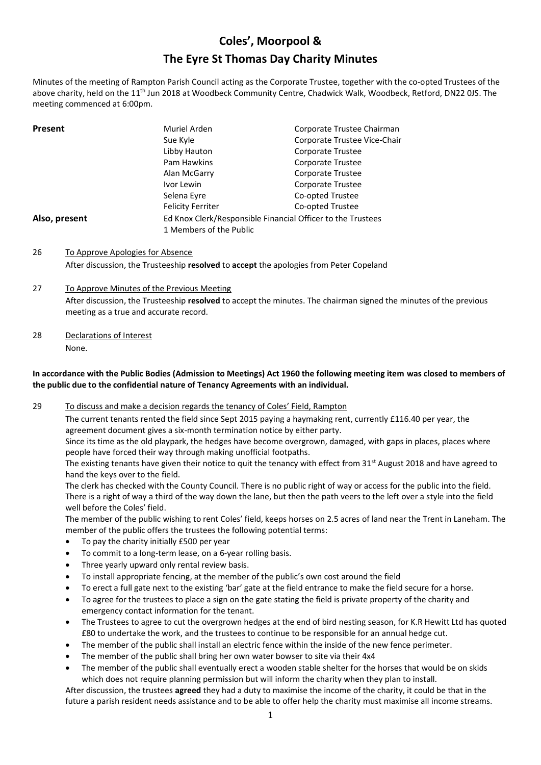# Coles', Moorpool &
# The Eyre St Thomas Day Charity Minutes

Minutes of the meeting of Rampton Parish Council acting as the Corporate Trustee, together with the co-opted Trustees of the above charity, held on the 11th Jun 2018 at Woodbeck Community Centre, Chadwick Walk, Woodbeck, Retford, DN22 0JS. The meeting commenced at 6:00pm.

| | | |
|---|---|---|
| **Present** | Muriel Arden | Corporate Trustee Chairman |
| | Sue Kyle | Corporate Trustee Vice-Chair |
| | Libby Hauton | Corporate Trustee |
| | Pam Hawkins | Corporate Trustee |
| | Alan McGarry | Corporate Trustee |
| | Ivor Lewin | Corporate Trustee |
| | Selena Eyre | Co-opted Trustee |
| | Felicity Ferriter | Co-opted Trustee |
| **Also, present** | Ed Knox Clerk/Responsible Financial Officer to the Trustees | |
| | 1 Members of the Public | |

26 To Approve Apologies for Absence

After discussion, the Trusteeship **resolved** to **accept** the apologies from Peter Copeland

27 To Approve Minutes of the Previous Meeting

After discussion, the Trusteeship **resolved** to accept the minutes. The chairman signed the minutes of the previous meeting as a true and accurate record.

28 Declarations of Interest

None.

**In accordance with the Public Bodies (Admission to Meetings) Act 1960 the following meeting item was closed to members of the public due to the confidential nature of Tenancy Agreements with an individual.**

29 To discuss and make a decision regards the tenancy of Coles' Field, Rampton

The current tenants rented the field since Sept 2015 paying a haymaking rent, currently £116.40 per year, the agreement document gives a six-month termination notice by either party.

Since its time as the old playpark, the hedges have become overgrown, damaged, with gaps in places, places where people have forced their way through making unofficial footpaths.

The existing tenants have given their notice to quit the tenancy with effect from 31st August 2018 and have agreed to hand the keys over to the field.

The clerk has checked with the County Council. There is no public right of way or access for the public into the field. There is a right of way a third of the way down the lane, but then the path veers to the left over a style into the field well before the Coles' field.

The member of the public wishing to rent Coles' field, keeps horses on 2.5 acres of land near the Trent in Laneham. The member of the public offers the trustees the following potential terms:

- To pay the charity initially £500 per year
- To commit to a long-term lease, on a 6-year rolling basis.
- Three yearly upward only rental review basis.
- To install appropriate fencing, at the member of the public's own cost around the field
- To erect a full gate next to the existing 'bar' gate at the field entrance to make the field secure for a horse.
- To agree for the trustees to place a sign on the gate stating the field is private property of the charity and emergency contact information for the tenant.
- The Trustees to agree to cut the overgrown hedges at the end of bird nesting season, for K.R Hewitt Ltd has quoted £80 to undertake the work, and the trustees to continue to be responsible for an annual hedge cut.
- The member of the public shall install an electric fence within the inside of the new fence perimeter.
- The member of the public shall bring her own water bowser to site via their 4x4
- The member of the public shall eventually erect a wooden stable shelter for the horses that would be on skids which does not require planning permission but will inform the charity when they plan to install.

After discussion, the trustees **agreed** they had a duty to maximise the income of the charity, it could be that in the future a parish resident needs assistance and to be able to offer help the charity must maximise all income streams.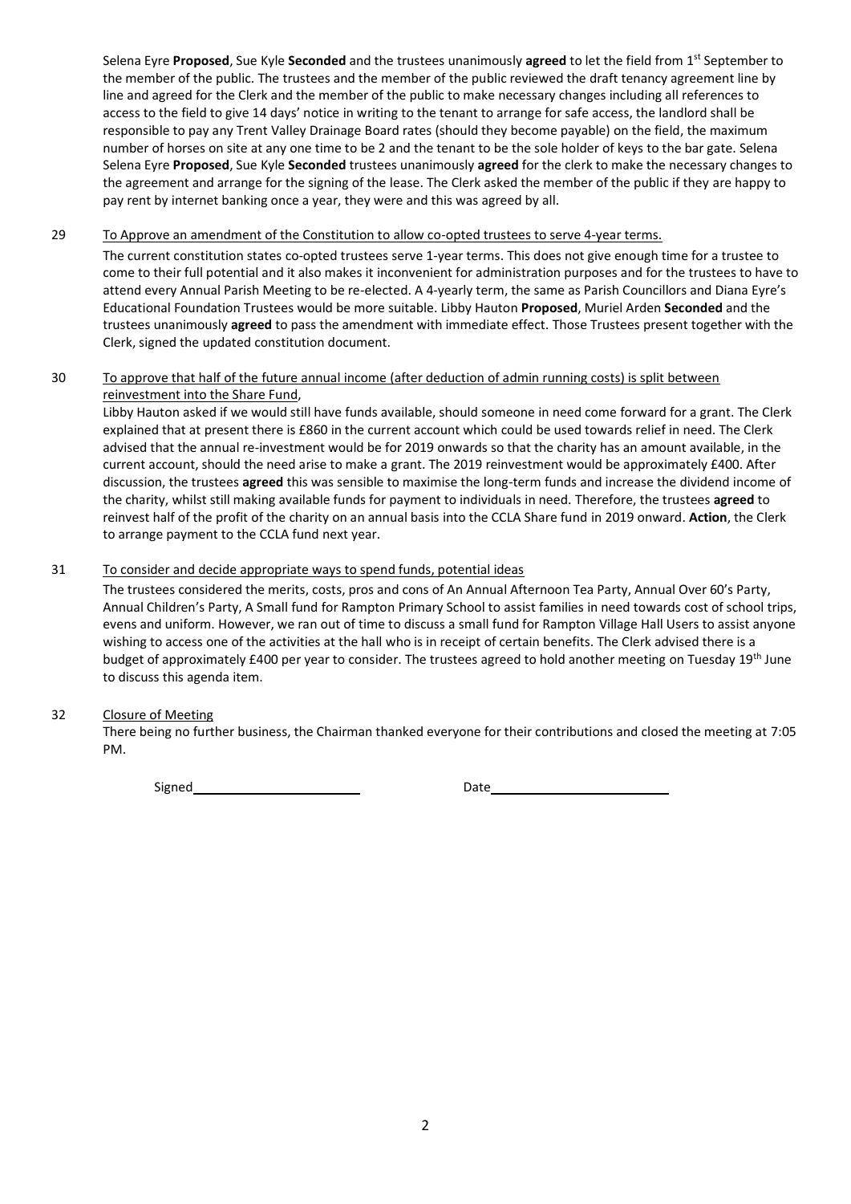Selena Eyre **Proposed**, Sue Kyle **Seconded** and the trustees unanimously **agreed** to let the field from 1st September to the member of the public. The trustees and the member of the public reviewed the draft tenancy agreement line by line and agreed for the Clerk and the member of the public to make necessary changes including all references to access to the field to give 14 days' notice in writing to the tenant to arrange for safe access, the landlord shall be responsible to pay any Trent Valley Drainage Board rates (should they become payable) on the field, the maximum number of horses on site at any one time to be 2 and the tenant to be the sole holder of keys to the bar gate. Selena Selena Eyre **Proposed**, Sue Kyle **Seconded** trustees unanimously **agreed** for the clerk to make the necessary changes to the agreement and arrange for the signing of the lease. The Clerk asked the member of the public if they are happy to pay rent by internet banking once a year, they were and this was agreed by all.

29 To Approve an amendment of the Constitution to allow co-opted trustees to serve 4-year terms.

The current constitution states co-opted trustees serve 1-year terms. This does not give enough time for a trustee to come to their full potential and it also makes it inconvenient for administration purposes and for the trustees to have to attend every Annual Parish Meeting to be re-elected. A 4-yearly term, the same as Parish Councillors and Diana Eyre's Educational Foundation Trustees would be more suitable. Libby Hauton **Proposed**, Muriel Arden **Seconded** and the trustees unanimously **agreed** to pass the amendment with immediate effect. Those Trustees present together with the Clerk, signed the updated constitution document.

30 To approve that half of the future annual income (after deduction of admin running costs) is split between reinvestment into the Share Fund,

Libby Hauton asked if we would still have funds available, should someone in need come forward for a grant. The Clerk explained that at present there is £860 in the current account which could be used towards relief in need. The Clerk advised that the annual re-investment would be for 2019 onwards so that the charity has an amount available, in the current account, should the need arise to make a grant. The 2019 reinvestment would be approximately £400. After discussion, the trustees **agreed** this was sensible to maximise the long-term funds and increase the dividend income of the charity, whilst still making available funds for payment to individuals in need. Therefore, the trustees **agreed** to reinvest half of the profit of the charity on an annual basis into the CCLA Share fund in 2019 onward. **Action**, the Clerk to arrange payment to the CCLA fund next year.

31 To consider and decide appropriate ways to spend funds, potential ideas

The trustees considered the merits, costs, pros and cons of An Annual Afternoon Tea Party, Annual Over 60's Party, Annual Children's Party, A Small fund for Rampton Primary School to assist families in need towards cost of school trips, evens and uniform. However, we ran out of time to discuss a small fund for Rampton Village Hall Users to assist anyone wishing to access one of the activities at the hall who is in receipt of certain benefits. The Clerk advised there is a budget of approximately £400 per year to consider. The trustees agreed to hold another meeting on Tuesday 19th June to discuss this agenda item.

32 Closure of Meeting

There being no further business, the Chairman thanked everyone for their contributions and closed the meeting at 7:05 PM.

Signed\_\_\_\_\_\_\_\_\_\_\_\_\_\_\_\_\_\_\_\_ Date\_\_\_\_\_\_\_\_\_\_\_\_\_\_\_\_\_\_\_\_